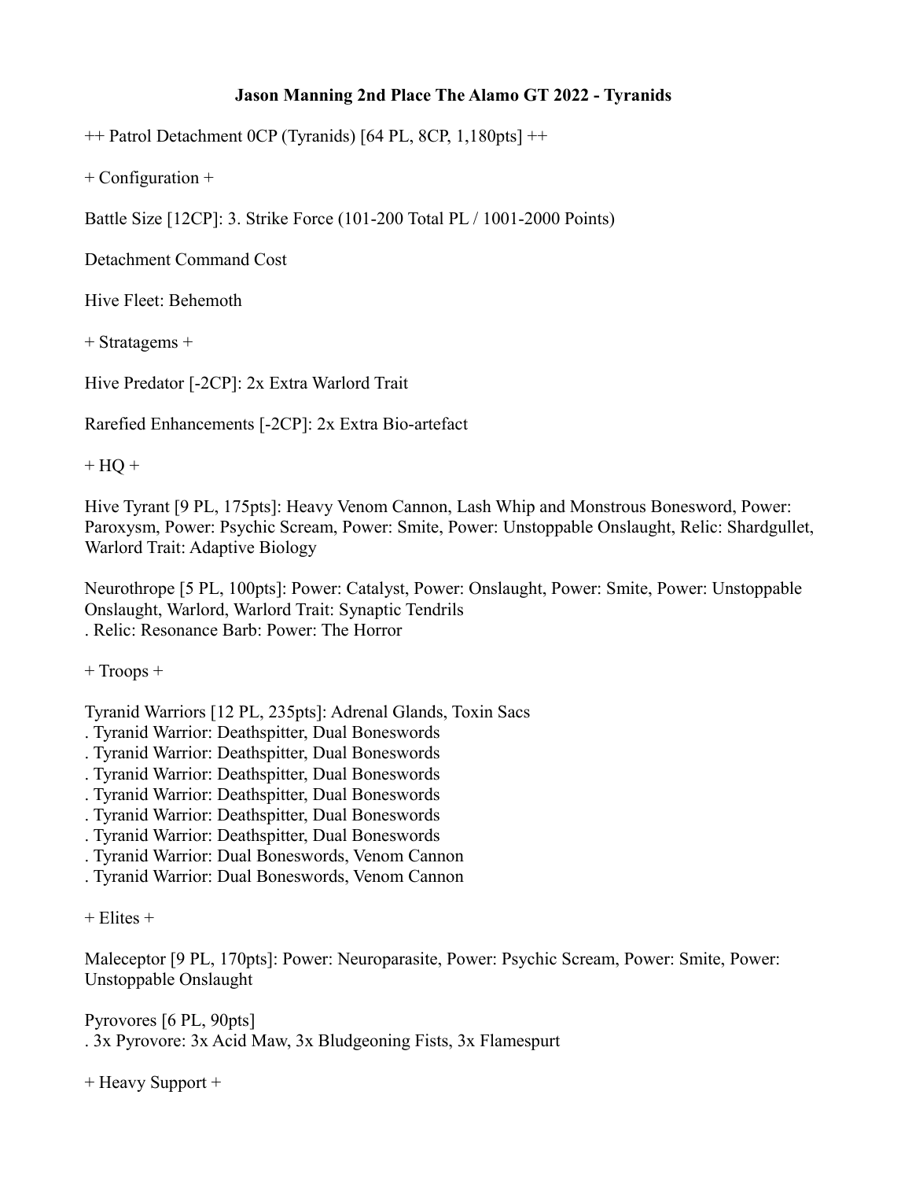**Jason Manning 2nd Place The Alamo GT 2022 - Tyranids**

++ Patrol Detachment 0CP (Tyranids) [64 PL, 8CP, 1,180pts] ++

+ Configuration +

Battle Size [12CP]: 3. Strike Force (101-200 Total PL / 1001-2000 Points)

Detachment Command Cost

Hive Fleet: Behemoth

+ Stratagems +

Hive Predator [-2CP]: 2x Extra Warlord Trait

Rarefied Enhancements [-2CP]: 2x Extra Bio-artefact

+ HQ +

Hive Tyrant [9 PL, 175pts]: Heavy Venom Cannon, Lash Whip and Monstrous Bonesword, Power: Paroxysm, Power: Psychic Scream, Power: Smite, Power: Unstoppable Onslaught, Relic: Shardgullet, Warlord Trait: Adaptive Biology

Neurothrope [5 PL, 100pts]: Power: Catalyst, Power: Onslaught, Power: Smite, Power: Unstoppable Onslaught, Warlord, Warlord Trait: Synaptic Tendrils
. Relic: Resonance Barb: Power: The Horror

+ Troops +

Tyranid Warriors [12 PL, 235pts]: Adrenal Glands, Toxin Sacs
. Tyranid Warrior: Deathspitter, Dual Boneswords
. Tyranid Warrior: Deathspitter, Dual Boneswords
. Tyranid Warrior: Deathspitter, Dual Boneswords
. Tyranid Warrior: Deathspitter, Dual Boneswords
. Tyranid Warrior: Deathspitter, Dual Boneswords
. Tyranid Warrior: Deathspitter, Dual Boneswords
. Tyranid Warrior: Dual Boneswords, Venom Cannon
. Tyranid Warrior: Dual Boneswords, Venom Cannon

+ Elites +

Maleceptor [9 PL, 170pts]: Power: Neuroparasite, Power: Psychic Scream, Power: Smite, Power: Unstoppable Onslaught

Pyrovores [6 PL, 90pts]
. 3x Pyrovore: 3x Acid Maw, 3x Bludgeoning Fists, 3x Flamespurt

+ Heavy Support +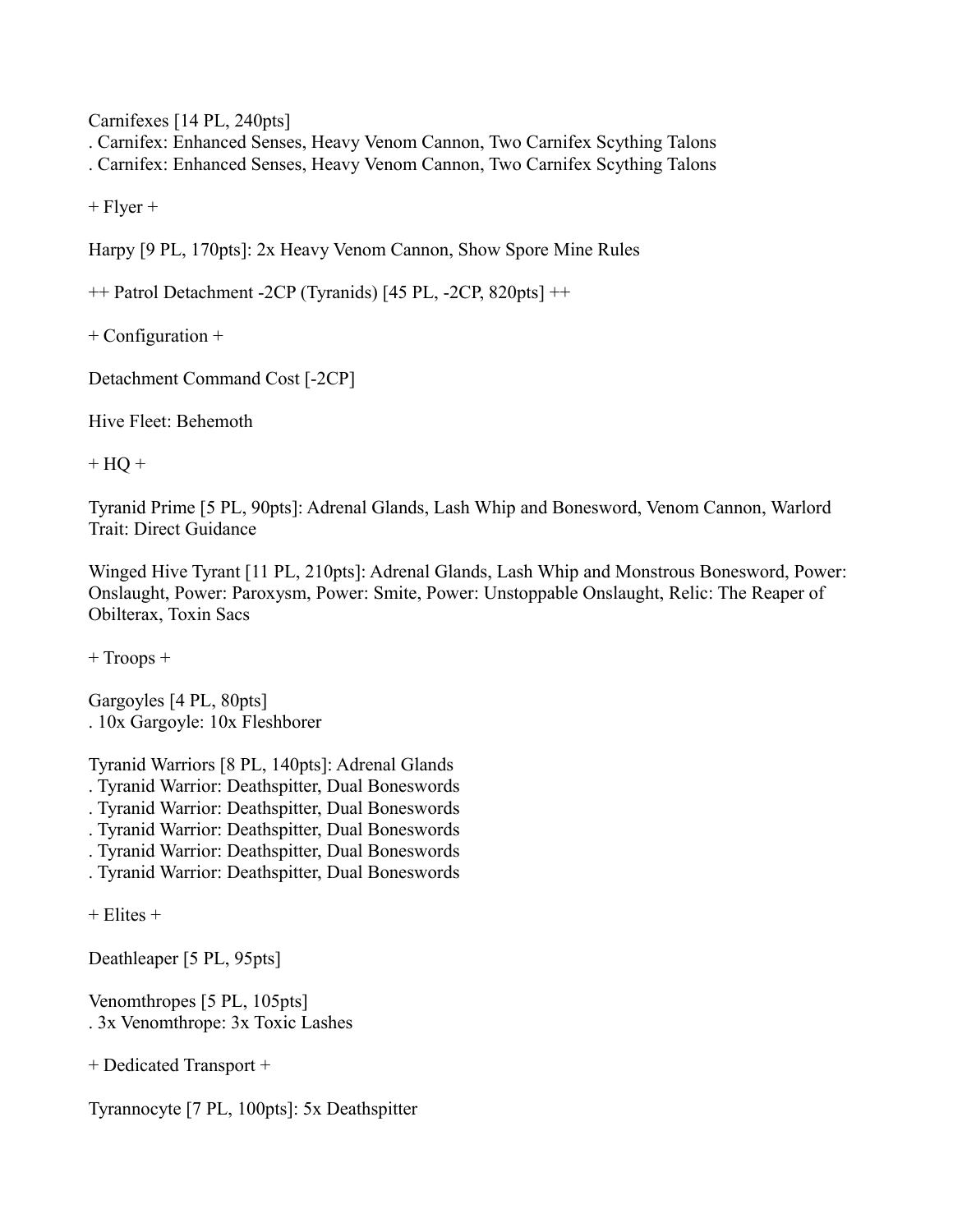Carnifexes [14 PL, 240pts]
. Carnifex: Enhanced Senses, Heavy Venom Cannon, Two Carnifex Scything Talons
. Carnifex: Enhanced Senses, Heavy Venom Cannon, Two Carnifex Scything Talons

+ Flyer +

Harpy [9 PL, 170pts]: 2x Heavy Venom Cannon, Show Spore Mine Rules

++ Patrol Detachment -2CP (Tyranids) [45 PL, -2CP, 820pts] ++

+ Configuration +

Detachment Command Cost [-2CP]

Hive Fleet: Behemoth

+ HQ +

Tyranid Prime [5 PL, 90pts]: Adrenal Glands, Lash Whip and Bonesword, Venom Cannon, Warlord Trait: Direct Guidance

Winged Hive Tyrant [11 PL, 210pts]: Adrenal Glands, Lash Whip and Monstrous Bonesword, Power: Onslaught, Power: Paroxysm, Power: Smite, Power: Unstoppable Onslaught, Relic: The Reaper of Obilterax, Toxin Sacs

+ Troops +

Gargoyles [4 PL, 80pts]
. 10x Gargoyle: 10x Fleshborer

Tyranid Warriors [8 PL, 140pts]: Adrenal Glands
. Tyranid Warrior: Deathspitter, Dual Boneswords
. Tyranid Warrior: Deathspitter, Dual Boneswords
. Tyranid Warrior: Deathspitter, Dual Boneswords
. Tyranid Warrior: Deathspitter, Dual Boneswords
. Tyranid Warrior: Deathspitter, Dual Boneswords

+ Elites +

Deathleaper [5 PL, 95pts]

Venomthropes [5 PL, 105pts]
. 3x Venomthrope: 3x Toxic Lashes

+ Dedicated Transport +

Tyrannocyte [7 PL, 100pts]: 5x Deathspitter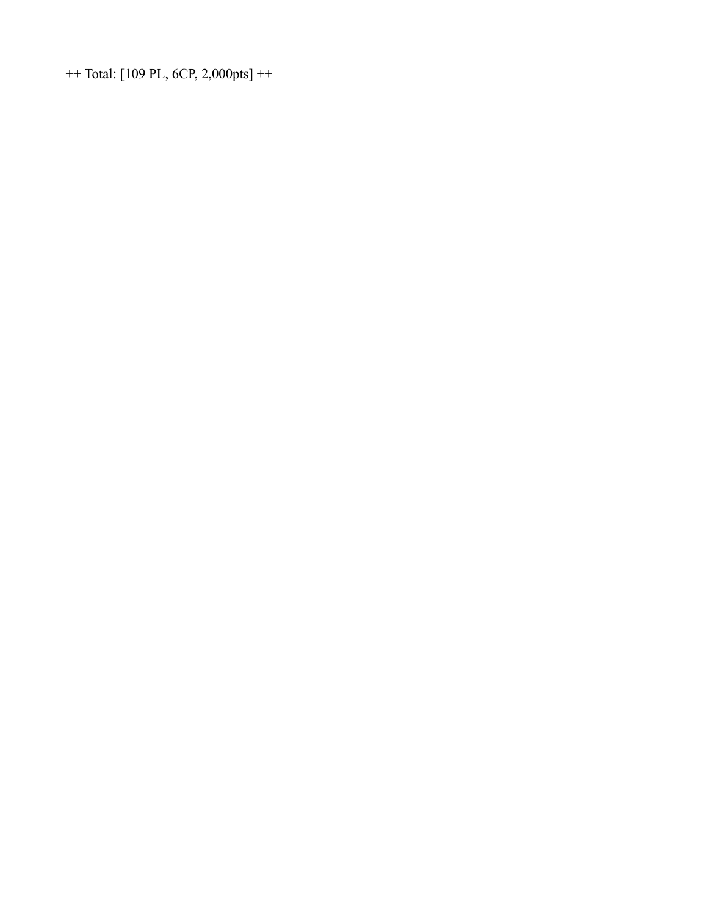++ Total: [109 PL, 6CP, 2,000pts] ++